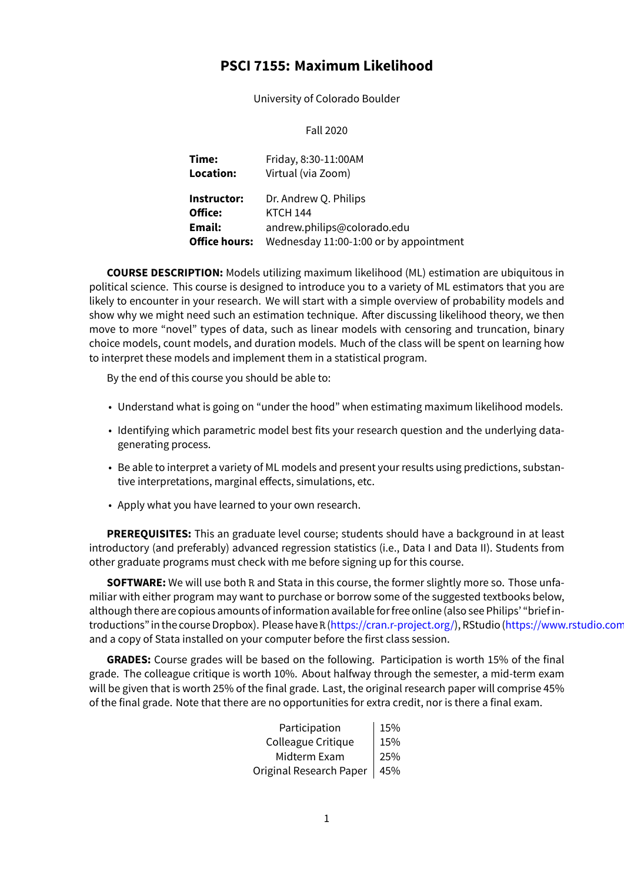# PSCI 7155: Maximum Likelihood

University of Colorado Boulder

Fall 2020

| | |
|---|---|
| **Time:** | Friday, 8:30-11:00AM |
| **Location:** | Virtual (via Zoom) |
| **Instructor:** | Dr. Andrew Q. Philips |
| **Office:** | KTCH 144 |
| **Email:** | andrew.philips@colorado.edu |
| **Office hours:** | Wednesday 11:00-1:00 or by appointment |

**COURSE DESCRIPTION:** Models utilizing maximum likelihood (ML) estimation are ubiquitous in political science. This course is designed to introduce you to a variety of ML estimators that you are likely to encounter in your research. We will start with a simple overview of probability models and show why we might need such an estimation technique. After discussing likelihood theory, we then move to more "novel" types of data, such as linear models with censoring and truncation, binary choice models, count models, and duration models. Much of the class will be spent on learning how to interpret these models and implement them in a statistical program.

By the end of this course you should be able to:

- Understand what is going on "under the hood" when estimating maximum likelihood models.
- Identifying which parametric model best fits your research question and the underlying data-generating process.
- Be able to interpret a variety of ML models and present your results using predictions, substantive interpretations, marginal effects, simulations, etc.
- Apply what you have learned to your own research.

**PREREQUISITES:** This an graduate level course; students should have a background in at least introductory (and preferably) advanced regression statistics (i.e., Data I and Data II). Students from other graduate programs must check with me before signing up for this course.

**SOFTWARE:** We will use both R and Stata in this course, the former slightly more so. Those unfamiliar with either program may want to purchase or borrow some of the suggested textbooks below, although there are copious amounts of information available for free online (also see Philips' "brief introductions" in the course Dropbox). Please have R (https://cran.r-project.org/), RStudio (https://www.rstudio.com and a copy of Stata installed on your computer before the first class session.

**GRADES:** Course grades will be based on the following. Participation is worth 15% of the final grade. The colleague critique is worth 10%. About halfway through the semester, a mid-term exam will be given that is worth 25% of the final grade. Last, the original research paper will comprise 45% of the final grade. Note that there are no opportunities for extra credit, nor is there a final exam.

| | |
|---|---|
| Participation | 15% |
| Colleague Critique | 15% |
| Midterm Exam | 25% |
| Original Research Paper | 45% |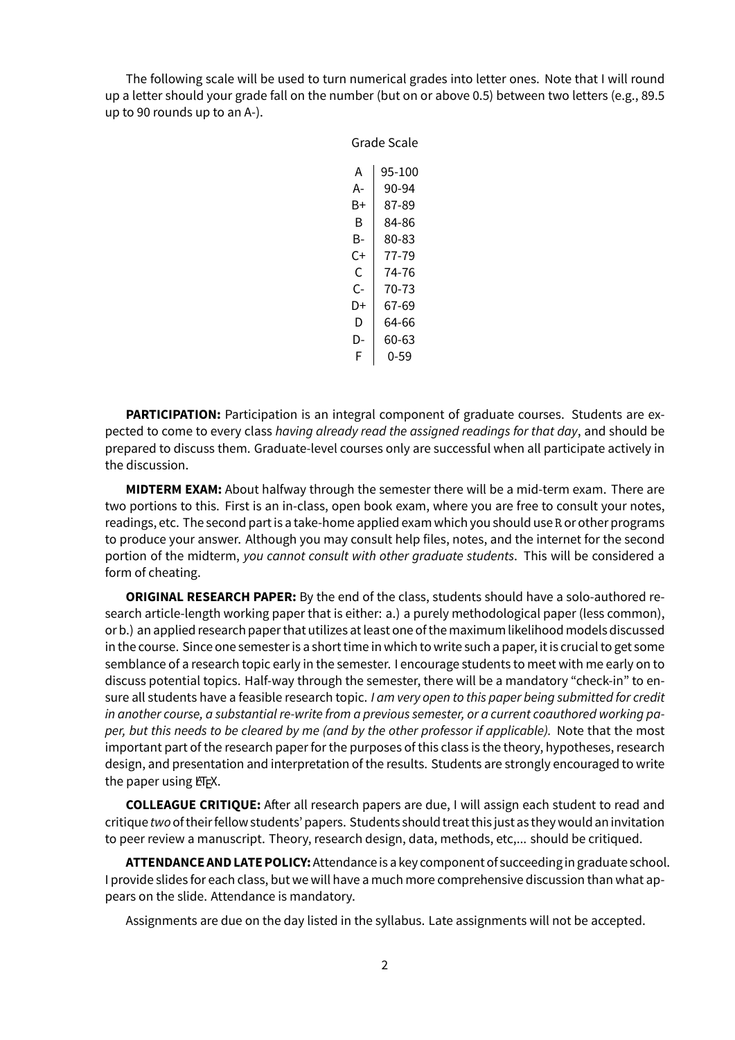The following scale will be used to turn numerical grades into letter ones. Note that I will round up a letter should your grade fall on the number (but on or above 0.5) between two letters (e.g., 89.5 up to 90 rounds up to an A-).

Grade Scale

| | |
|---|---|
| A | 95-100 |
| A- | 90-94 |
| B+ | 87-89 |
| B | 84-86 |
| B- | 80-83 |
| C+ | 77-79 |
| C | 74-76 |
| C- | 70-73 |
| D+ | 67-69 |
| D | 64-66 |
| D- | 60-63 |
| F | 0-59 |

**PARTICIPATION:** Participation is an integral component of graduate courses. Students are expected to come to every class *having already read the assigned readings for that day*, and should be prepared to discuss them. Graduate-level courses only are successful when all participate actively in the discussion.

**MIDTERM EXAM:** About halfway through the semester there will be a mid-term exam. There are two portions to this. First is an in-class, open book exam, where you are free to consult your notes, readings, etc. The second part is a take-home applied exam which you should use R or other programs to produce your answer. Although you may consult help files, notes, and the internet for the second portion of the midterm, *you cannot consult with other graduate students*. This will be considered a form of cheating.

**ORIGINAL RESEARCH PAPER:** By the end of the class, students should have a solo-authored research article-length working paper that is either: a.) a purely methodological paper (less common), or b.) an applied research paper that utilizes at least one of the maximum likelihood models discussed in the course. Since one semester is a short time in which to write such a paper, it is crucial to get some semblance of a research topic early in the semester. I encourage students to meet with me early on to discuss potential topics. Half-way through the semester, there will be a mandatory "check-in" to ensure all students have a feasible research topic. *I am very open to this paper being submitted for credit in another course, a substantial re-write from a previous semester, or a current coauthored working paper, but this needs to be cleared by me (and by the other professor if applicable).* Note that the most important part of the research paper for the purposes of this class is the theory, hypotheses, research design, and presentation and interpretation of the results. Students are strongly encouraged to write the paper using LaTeX.

**COLLEAGUE CRITIQUE:** After all research papers are due, I will assign each student to read and critique *two* of their fellow students' papers. Students should treat this just as they would an invitation to peer review a manuscript. Theory, research design, data, methods, etc,... should be critiqued.

**ATTENDANCE AND LATE POLICY:** Attendance is a key component of succeeding in graduate school. I provide slides for each class, but we will have a much more comprehensive discussion than what appears on the slide. Attendance is mandatory.

Assignments are due on the day listed in the syllabus. Late assignments will not be accepted.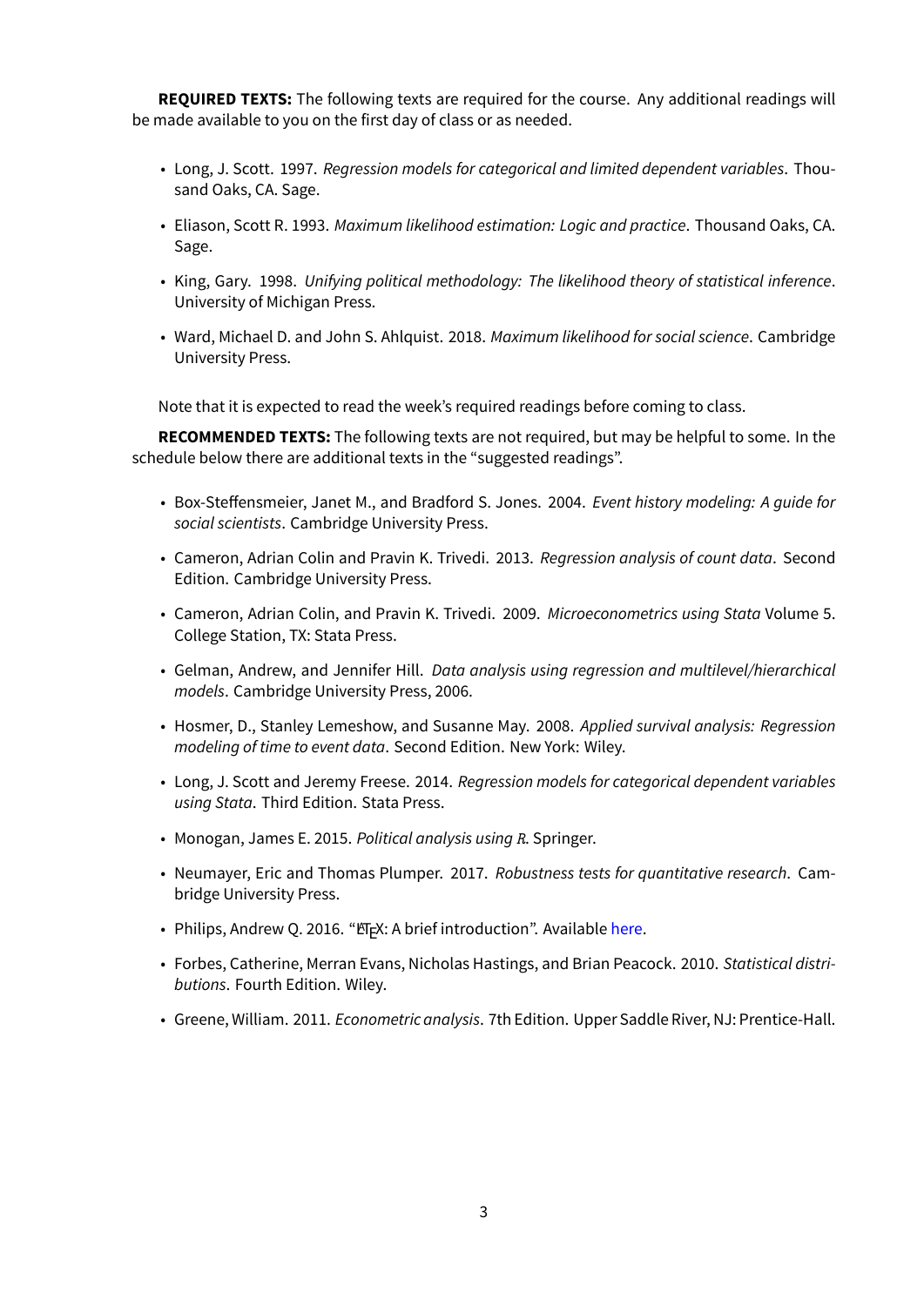**REQUIRED TEXTS:** The following texts are required for the course. Any additional readings will be made available to you on the first day of class or as needed.

- Long, J. Scott. 1997. *Regression models for categorical and limited dependent variables*. Thousand Oaks, CA. Sage.
- Eliason, Scott R. 1993. *Maximum likelihood estimation: Logic and practice*. Thousand Oaks, CA. Sage.
- King, Gary. 1998. *Unifying political methodology: The likelihood theory of statistical inference*. University of Michigan Press.
- Ward, Michael D. and John S. Ahlquist. 2018. *Maximum likelihood for social science*. Cambridge University Press.

Note that it is expected to read the week's required readings before coming to class.

**RECOMMENDED TEXTS:** The following texts are not required, but may be helpful to some. In the schedule below there are additional texts in the "suggested readings".

- Box-Steffensmeier, Janet M., and Bradford S. Jones. 2004. *Event history modeling: A guide for social scientists*. Cambridge University Press.
- Cameron, Adrian Colin and Pravin K. Trivedi. 2013. *Regression analysis of count data*. Second Edition. Cambridge University Press.
- Cameron, Adrian Colin, and Pravin K. Trivedi. 2009. *Microeconometrics using Stata* Volume 5. College Station, TX: Stata Press.
- Gelman, Andrew, and Jennifer Hill. *Data analysis using regression and multilevel/hierarchical models*. Cambridge University Press, 2006.
- Hosmer, D., Stanley Lemeshow, and Susanne May. 2008. *Applied survival analysis: Regression modeling of time to event data*. Second Edition. New York: Wiley.
- Long, J. Scott and Jeremy Freese. 2014. *Regression models for categorical dependent variables using Stata*. Third Edition. Stata Press.
- Monogan, James E. 2015. *Political analysis using R*. Springer.
- Neumayer, Eric and Thomas Plumper. 2017. *Robustness tests for quantitative research*. Cambridge University Press.
- Philips, Andrew Q. 2016. "LaTeX: A brief introduction". Available here.
- Forbes, Catherine, Merran Evans, Nicholas Hastings, and Brian Peacock. 2010. *Statistical distributions*. Fourth Edition. Wiley.
- Greene, William. 2011. *Econometric analysis*. 7th Edition. Upper Saddle River, NJ: Prentice-Hall.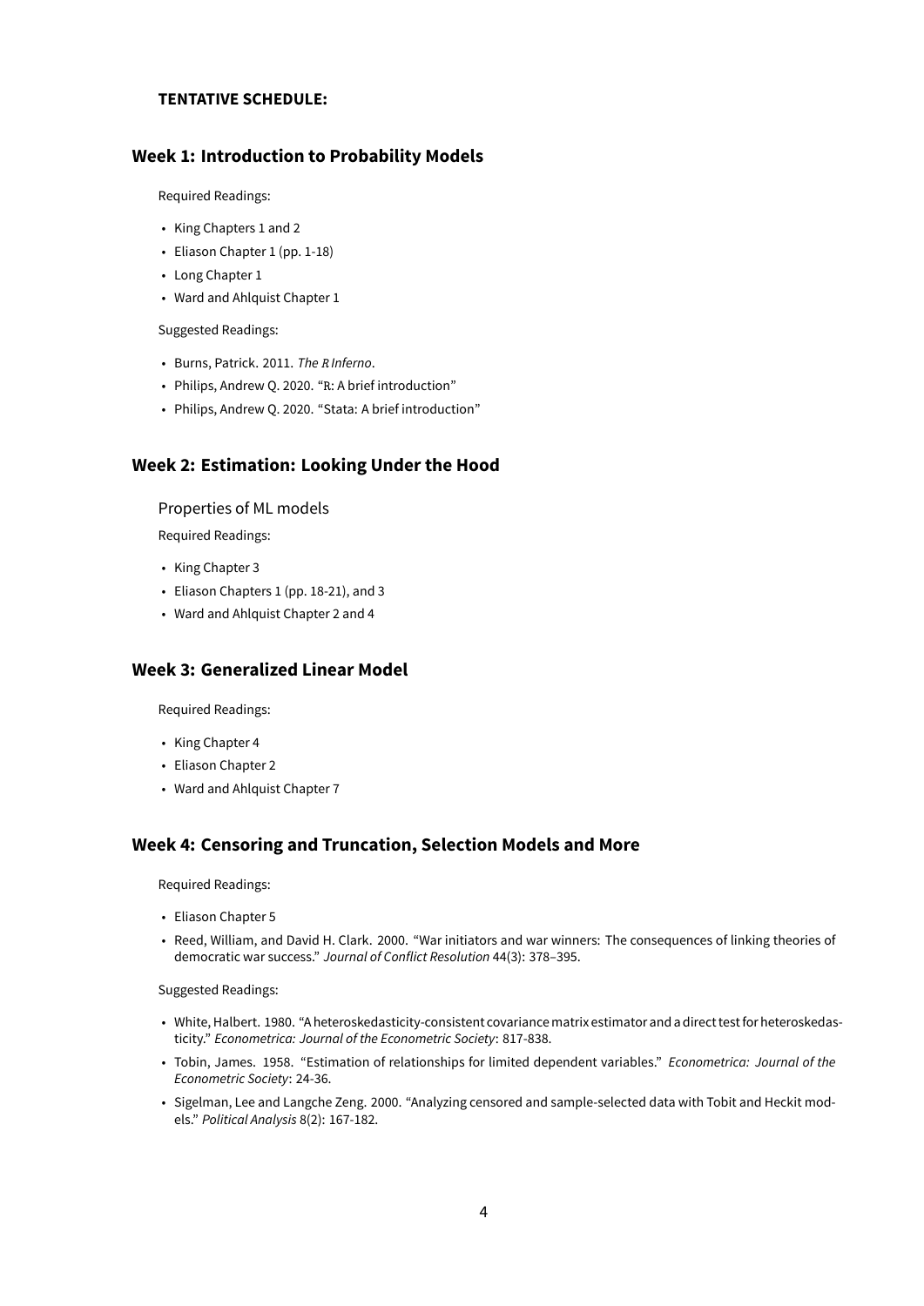**TENTATIVE SCHEDULE:**

## Week 1: Introduction to Probability Models

Required Readings:

- King Chapters 1 and 2
- Eliason Chapter 1 (pp. 1-18)
- Long Chapter 1
- Ward and Ahlquist Chapter 1

Suggested Readings:

- Burns, Patrick. 2011. *The R Inferno*.
- Philips, Andrew Q. 2020. "R: A brief introduction"
- Philips, Andrew Q. 2020. "Stata: A brief introduction"

## Week 2: Estimation: Looking Under the Hood

Properties of ML models

Required Readings:

- King Chapter 3
- Eliason Chapters 1 (pp. 18-21), and 3
- Ward and Ahlquist Chapter 2 and 4

## Week 3: Generalized Linear Model

Required Readings:

- King Chapter 4
- Eliason Chapter 2
- Ward and Ahlquist Chapter 7

## Week 4: Censoring and Truncation, Selection Models and More

Required Readings:

- Eliason Chapter 5
- Reed, William, and David H. Clark. 2000. "War initiators and war winners: The consequences of linking theories of democratic war success." *Journal of Conflict Resolution* 44(3): 378–395.

Suggested Readings:

- White, Halbert. 1980. "A heteroskedasticity-consistent covariance matrix estimator and a direct test for heteroskedasticity." *Econometrica: Journal of the Econometric Society*: 817-838.
- Tobin, James. 1958. "Estimation of relationships for limited dependent variables." *Econometrica: Journal of the Econometric Society*: 24-36.
- Sigelman, Lee and Langche Zeng. 2000. "Analyzing censored and sample-selected data with Tobit and Heckit models." *Political Analysis* 8(2): 167-182.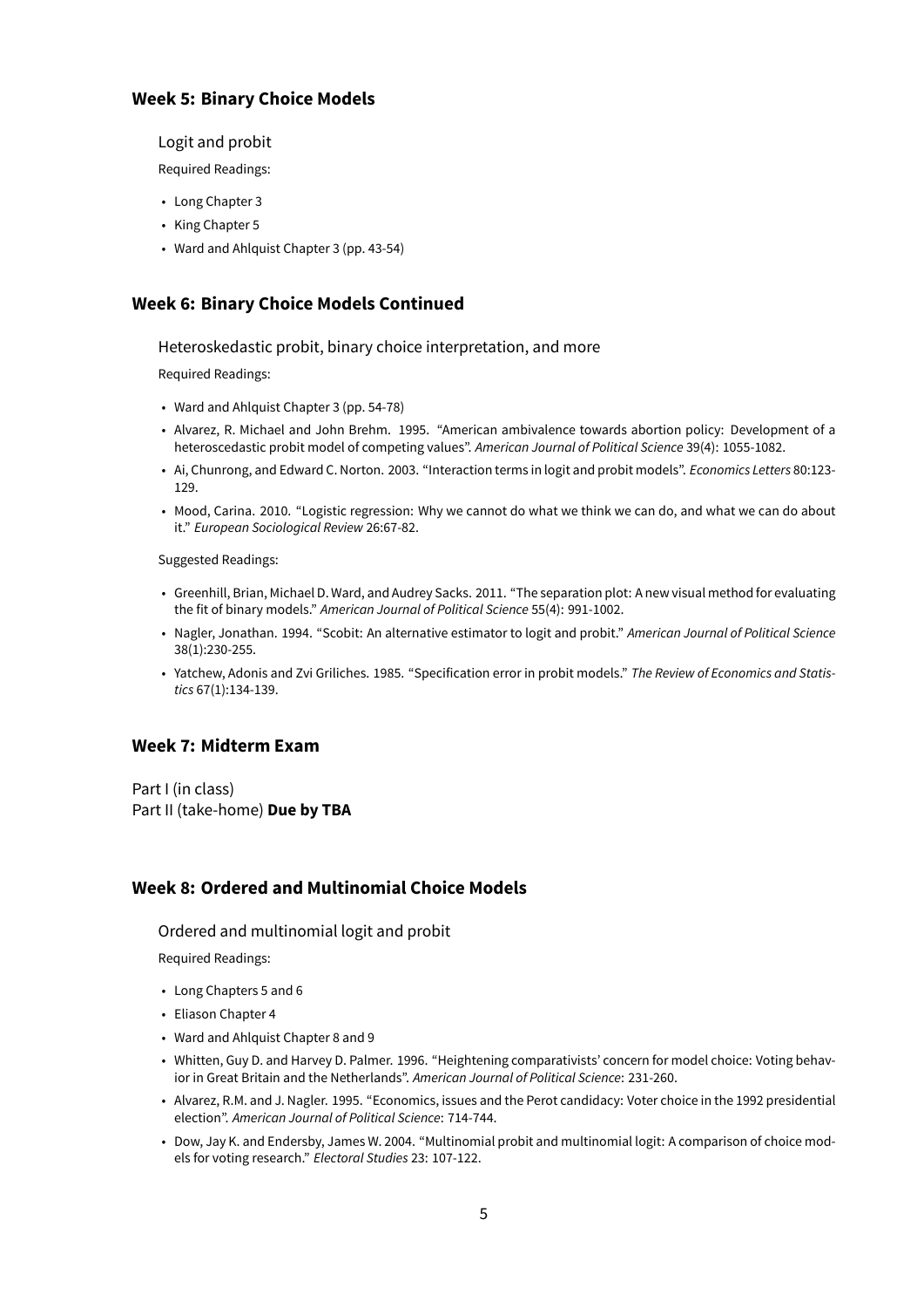### Week 5: Binary Choice Models

Logit and probit

Required Readings:

- Long Chapter 3
- King Chapter 5
- Ward and Ahlquist Chapter 3 (pp. 43-54)

### Week 6: Binary Choice Models Continued

Heteroskedastic probit, binary choice interpretation, and more

Required Readings:

- Ward and Ahlquist Chapter 3 (pp. 54-78)
- Alvarez, R. Michael and John Brehm. 1995. "American ambivalence towards abortion policy: Development of a heteroscedastic probit model of competing values". *American Journal of Political Science* 39(4): 1055-1082.
- Ai, Chunrong, and Edward C. Norton. 2003. "Interaction terms in logit and probit models". *Economics Letters* 80:123-129.
- Mood, Carina. 2010. "Logistic regression: Why we cannot do what we think we can do, and what we can do about it." *European Sociological Review* 26:67-82.

Suggested Readings:

- Greenhill, Brian, Michael D. Ward, and Audrey Sacks. 2011. "The separation plot: A new visual method for evaluating the fit of binary models." *American Journal of Political Science* 55(4): 991-1002.
- Nagler, Jonathan. 1994. "Scobit: An alternative estimator to logit and probit." *American Journal of Political Science* 38(1):230-255.
- Yatchew, Adonis and Zvi Griliches. 1985. "Specification error in probit models." *The Review of Economics and Statistics* 67(1):134-139.

### Week 7: Midterm Exam

Part I (in class)
Part II (take-home) **Due by TBA**

### Week 8: Ordered and Multinomial Choice Models

Ordered and multinomial logit and probit

Required Readings:

- Long Chapters 5 and 6
- Eliason Chapter 4
- Ward and Ahlquist Chapter 8 and 9
- Whitten, Guy D. and Harvey D. Palmer. 1996. "Heightening comparativists' concern for model choice: Voting behavior in Great Britain and the Netherlands". *American Journal of Political Science*: 231-260.
- Alvarez, R.M. and J. Nagler. 1995. "Economics, issues and the Perot candidacy: Voter choice in the 1992 presidential election". *American Journal of Political Science*: 714-744.
- Dow, Jay K. and Endersby, James W. 2004. "Multinomial probit and multinomial logit: A comparison of choice models for voting research." *Electoral Studies* 23: 107-122.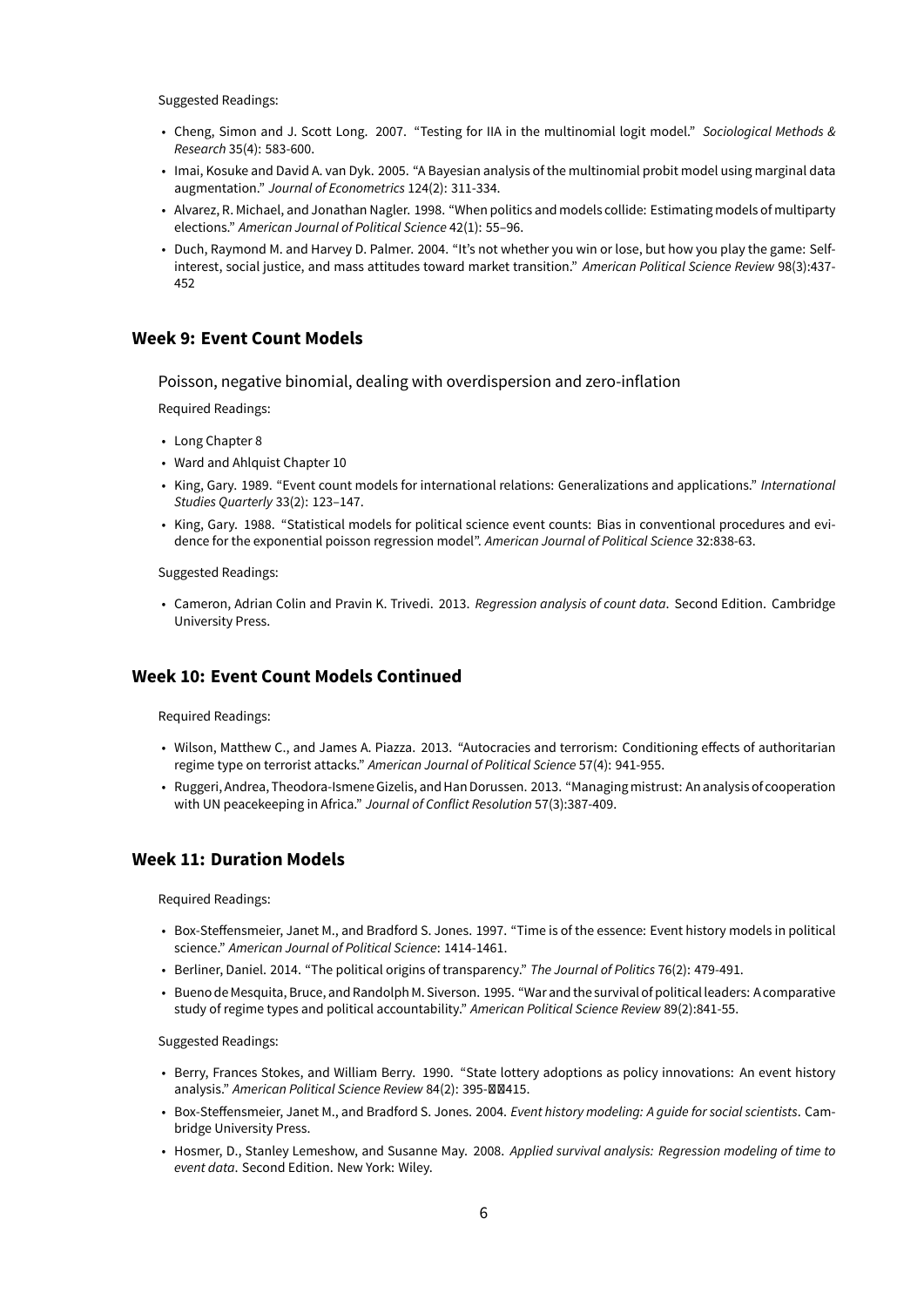Suggested Readings:

- Cheng, Simon and J. Scott Long. 2007. "Testing for IIA in the multinomial logit model." *Sociological Methods & Research* 35(4): 583-600.
- Imai, Kosuke and David A. van Dyk. 2005. "A Bayesian analysis of the multinomial probit model using marginal data augmentation." *Journal of Econometrics* 124(2): 311-334.
- Alvarez, R. Michael, and Jonathan Nagler. 1998. "When politics and models collide: Estimating models of multiparty elections." *American Journal of Political Science* 42(1): 55–96.
- Duch, Raymond M. and Harvey D. Palmer. 2004. "It's not whether you win or lose, but how you play the game: Self-interest, social justice, and mass attitudes toward market transition." *American Political Science Review* 98(3):437-452

## Week 9: Event Count Models

Poisson, negative binomial, dealing with overdispersion and zero-inflation

Required Readings:

- Long Chapter 8
- Ward and Ahlquist Chapter 10
- King, Gary. 1989. "Event count models for international relations: Generalizations and applications." *International Studies Quarterly* 33(2): 123–147.
- King, Gary. 1988. "Statistical models for political science event counts: Bias in conventional procedures and evidence for the exponential poisson regression model". *American Journal of Political Science* 32:838-63.

Suggested Readings:

- Cameron, Adrian Colin and Pravin K. Trivedi. 2013. *Regression analysis of count data*. Second Edition. Cambridge University Press.

## Week 10: Event Count Models Continued

Required Readings:

- Wilson, Matthew C., and James A. Piazza. 2013. "Autocracies and terrorism: Conditioning effects of authoritarian regime type on terrorist attacks." *American Journal of Political Science* 57(4): 941-955.
- Ruggeri, Andrea, Theodora-Ismene Gizelis, and Han Dorussen. 2013. "Managing mistrust: An analysis of cooperation with UN peacekeeping in Africa." *Journal of Conflict Resolution* 57(3):387-409.

## Week 11: Duration Models

Required Readings:

- Box-Steffensmeier, Janet M., and Bradford S. Jones. 1997. "Time is of the essence: Event history models in political science." *American Journal of Political Science*: 1414-1461.
- Berliner, Daniel. 2014. "The political origins of transparency." *The Journal of Politics* 76(2): 479-491.
- Bueno de Mesquita, Bruce, and Randolph M. Siverson. 1995. "War and the survival of political leaders: A comparative study of regime types and political accountability." *American Political Science Review* 89(2):841-55.

Suggested Readings:

- Berry, Frances Stokes, and William Berry. 1990. "State lottery adoptions as policy innovations: An event history analysis." *American Political Science Review* 84(2): 395-��415.
- Box-Steffensmeier, Janet M., and Bradford S. Jones. 2004. *Event history modeling: A guide for social scientists*. Cambridge University Press.
- Hosmer, D., Stanley Lemeshow, and Susanne May. 2008. *Applied survival analysis: Regression modeling of time to event data*. Second Edition. New York: Wiley.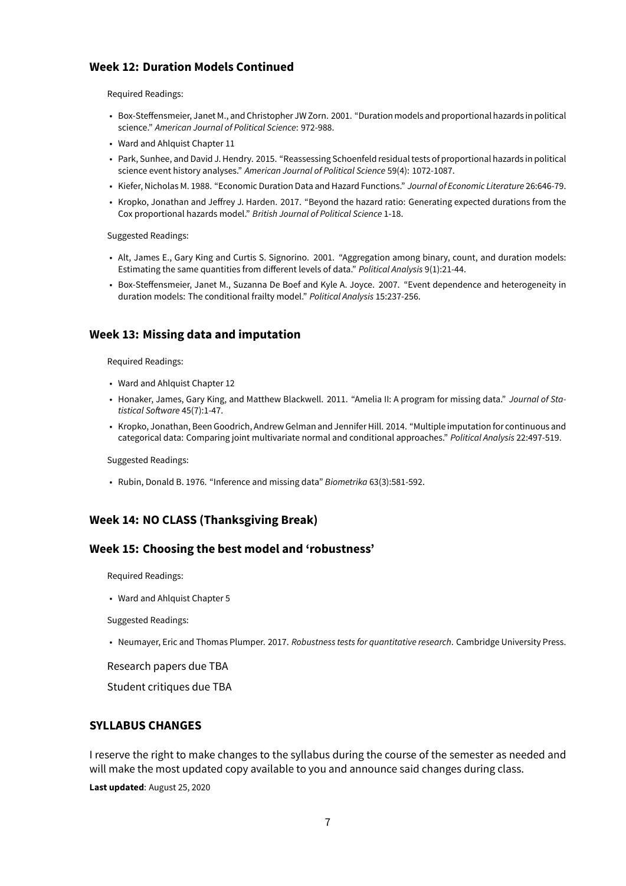### Week 12: Duration Models Continued

Required Readings:

- Box-Steffensmeier, Janet M., and Christopher JW Zorn. 2001. "Duration models and proportional hazards in political science." *American Journal of Political Science*: 972-988.
- Ward and Ahlquist Chapter 11
- Park, Sunhee, and David J. Hendry. 2015. "Reassessing Schoenfeld residual tests of proportional hazards in political science event history analyses." *American Journal of Political Science* 59(4): 1072-1087.
- Kiefer, Nicholas M. 1988. "Economic Duration Data and Hazard Functions." *Journal of Economic Literature* 26:646-79.
- Kropko, Jonathan and Jeffrey J. Harden. 2017. "Beyond the hazard ratio: Generating expected durations from the Cox proportional hazards model." *British Journal of Political Science* 1-18.

Suggested Readings:

- Alt, James E., Gary King and Curtis S. Signorino. 2001. "Aggregation among binary, count, and duration models: Estimating the same quantities from different levels of data." *Political Analysis* 9(1):21-44.
- Box-Steffensmeier, Janet M., Suzanna De Boef and Kyle A. Joyce. 2007. "Event dependence and heterogeneity in duration models: The conditional frailty model." *Political Analysis* 15:237-256.

### Week 13: Missing data and imputation

Required Readings:

- Ward and Ahlquist Chapter 12
- Honaker, James, Gary King, and Matthew Blackwell. 2011. "Amelia II: A program for missing data." *Journal of Statistical Software* 45(7):1-47.
- Kropko, Jonathan, Been Goodrich, Andrew Gelman and Jennifer Hill. 2014. "Multiple imputation for continuous and categorical data: Comparing joint multivariate normal and conditional approaches." *Political Analysis* 22:497-519.

Suggested Readings:

- Rubin, Donald B. 1976. "Inference and missing data" *Biometrika* 63(3):581-592.

### Week 14: NO CLASS (Thanksgiving Break)

### Week 15: Choosing the best model and 'robustness'

Required Readings:

- Ward and Ahlquist Chapter 5

Suggested Readings:

- Neumayer, Eric and Thomas Plumper. 2017. *Robustness tests for quantitative research*. Cambridge University Press.

Research papers due TBA

Student critiques due TBA

## SYLLABUS CHANGES

I reserve the right to make changes to the syllabus during the course of the semester as needed and will make the most updated copy available to you and announce said changes during class.

**Last updated**: August 25, 2020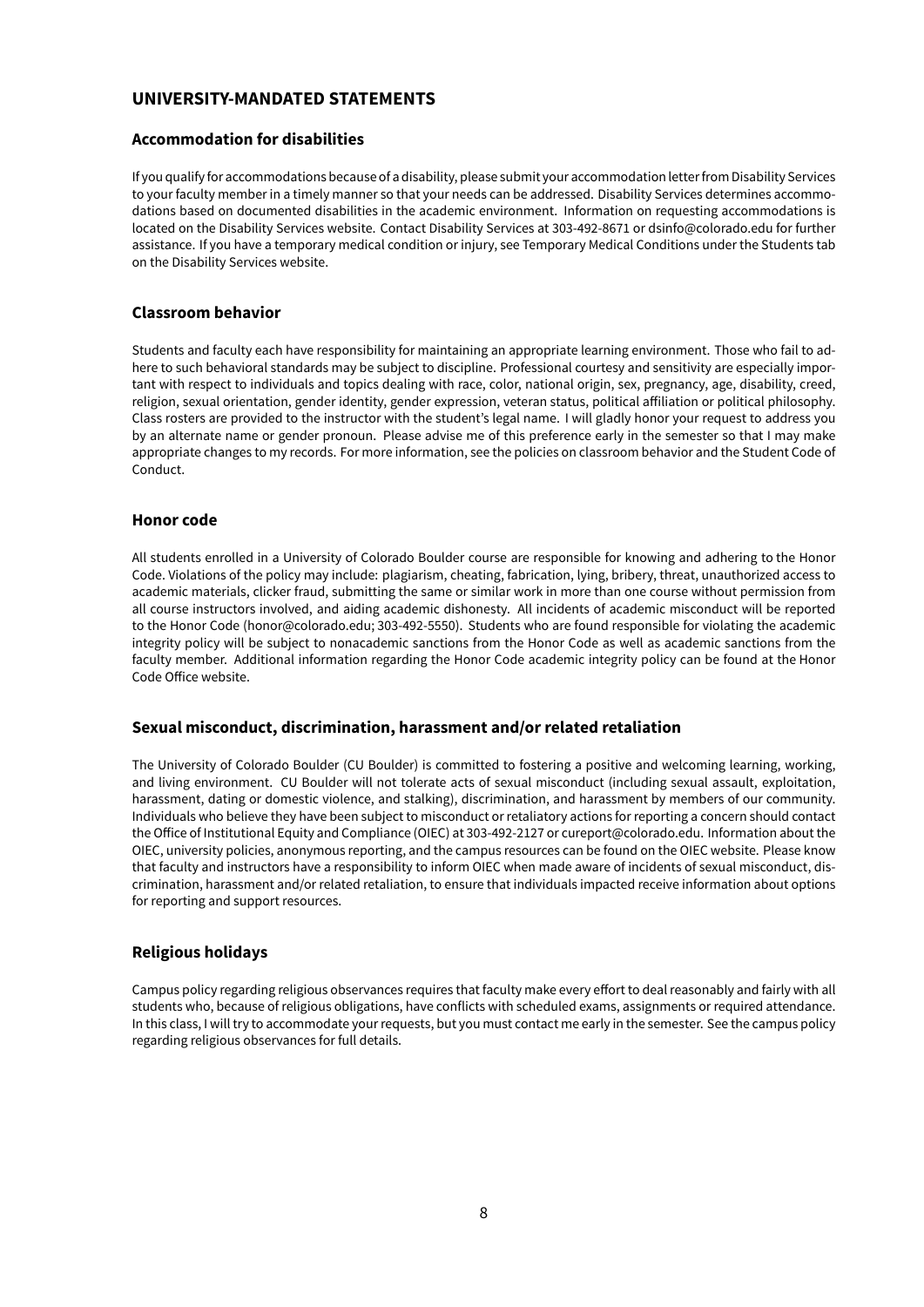## UNIVERSITY-MANDATED STATEMENTS

### Accommodation for disabilities

If you qualify for accommodations because of a disability, please submit your accommodation letter from Disability Services to your faculty member in a timely manner so that your needs can be addressed. Disability Services determines accommodations based on documented disabilities in the academic environment. Information on requesting accommodations is located on the Disability Services website. Contact Disability Services at 303-492-8671 or dsinfo@colorado.edu for further assistance. If you have a temporary medical condition or injury, see Temporary Medical Conditions under the Students tab on the Disability Services website.

### Classroom behavior

Students and faculty each have responsibility for maintaining an appropriate learning environment. Those who fail to adhere to such behavioral standards may be subject to discipline. Professional courtesy and sensitivity are especially important with respect to individuals and topics dealing with race, color, national origin, sex, pregnancy, age, disability, creed, religion, sexual orientation, gender identity, gender expression, veteran status, political affiliation or political philosophy. Class rosters are provided to the instructor with the student's legal name. I will gladly honor your request to address you by an alternate name or gender pronoun. Please advise me of this preference early in the semester so that I may make appropriate changes to my records. For more information, see the policies on classroom behavior and the Student Code of Conduct.

### Honor code

All students enrolled in a University of Colorado Boulder course are responsible for knowing and adhering to the Honor Code. Violations of the policy may include: plagiarism, cheating, fabrication, lying, bribery, threat, unauthorized access to academic materials, clicker fraud, submitting the same or similar work in more than one course without permission from all course instructors involved, and aiding academic dishonesty. All incidents of academic misconduct will be reported to the Honor Code (honor@colorado.edu; 303-492-5550). Students who are found responsible for violating the academic integrity policy will be subject to nonacademic sanctions from the Honor Code as well as academic sanctions from the faculty member. Additional information regarding the Honor Code academic integrity policy can be found at the Honor Code Office website.

### Sexual misconduct, discrimination, harassment and/or related retaliation

The University of Colorado Boulder (CU Boulder) is committed to fostering a positive and welcoming learning, working, and living environment. CU Boulder will not tolerate acts of sexual misconduct (including sexual assault, exploitation, harassment, dating or domestic violence, and stalking), discrimination, and harassment by members of our community. Individuals who believe they have been subject to misconduct or retaliatory actions for reporting a concern should contact the Office of Institutional Equity and Compliance (OIEC) at 303-492-2127 or cureport@colorado.edu. Information about the OIEC, university policies, anonymous reporting, and the campus resources can be found on the OIEC website. Please know that faculty and instructors have a responsibility to inform OIEC when made aware of incidents of sexual misconduct, discrimination, harassment and/or related retaliation, to ensure that individuals impacted receive information about options for reporting and support resources.

### Religious holidays

Campus policy regarding religious observances requires that faculty make every effort to deal reasonably and fairly with all students who, because of religious obligations, have conflicts with scheduled exams, assignments or required attendance. In this class, I will try to accommodate your requests, but you must contact me early in the semester. See the campus policy regarding religious observances for full details.